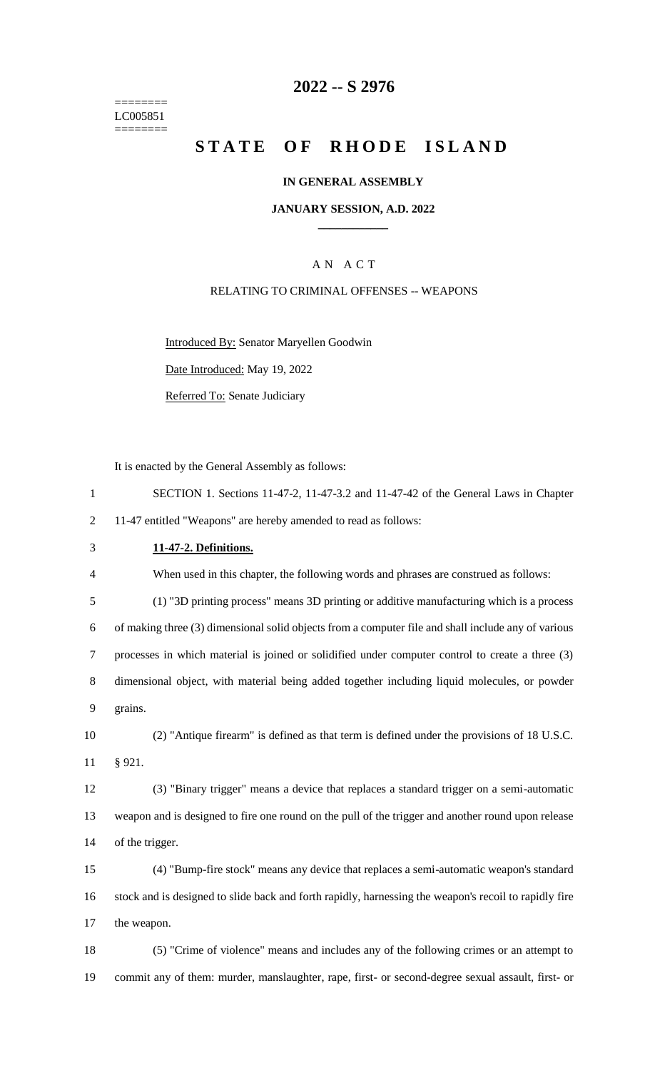========
LC005851
========

# 2022 -- S 2976

# STATE OF RHODE ISLAND

**IN GENERAL ASSEMBLY**

**JANUARY SESSION, A.D. 2022**

____________

A N A C T

RELATING TO CRIMINAL OFFENSES -- WEAPONS

Introduced By: Senator Maryellen Goodwin

Date Introduced: May 19, 2022

Referred To: Senate Judiciary

It is enacted by the General Assembly as follows:

SECTION 1. Sections 11-47-2, 11-47-3.2 and 11-47-42 of the General Laws in Chapter 11-47 entitled "Weapons" are hereby amended to read as follows:

**11-47-2. Definitions.**

When used in this chapter, the following words and phrases are construed as follows:

(1) "3D printing process" means 3D printing or additive manufacturing which is a process of making three (3) dimensional solid objects from a computer file and shall include any of various processes in which material is joined or solidified under computer control to create a three (3) dimensional object, with material being added together including liquid molecules, or powder grains.

(2) "Antique firearm" is defined as that term is defined under the provisions of 18 U.S.C. § 921.

(3) "Binary trigger" means a device that replaces a standard trigger on a semi-automatic weapon and is designed to fire one round on the pull of the trigger and another round upon release of the trigger.

(4) "Bump-fire stock" means any device that replaces a semi-automatic weapon's standard stock and is designed to slide back and forth rapidly, harnessing the weapon's recoil to rapidly fire the weapon.

(5) "Crime of violence" means and includes any of the following crimes or an attempt to commit any of them: murder, manslaughter, rape, first- or second-degree sexual assault, first- or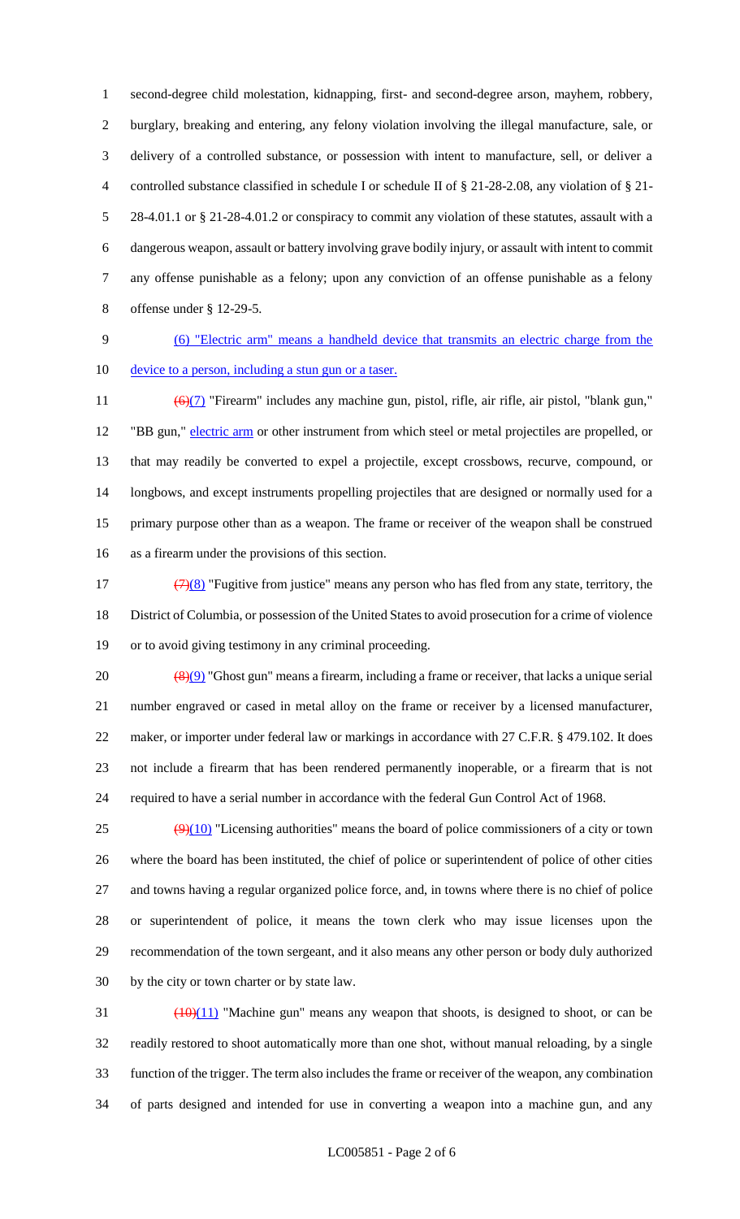second-degree child molestation, kidnapping, first- and second-degree arson, mayhem, robbery, burglary, breaking and entering, any felony violation involving the illegal manufacture, sale, or delivery of a controlled substance, or possession with intent to manufacture, sell, or deliver a controlled substance classified in schedule I or schedule II of § 21-28-2.08, any violation of § 21-28-4.01.1 or § 21-28-4.01.2 or conspiracy to commit any violation of these statutes, assault with a dangerous weapon, assault or battery involving grave bodily injury, or assault with intent to commit any offense punishable as a felony; upon any conviction of an offense punishable as a felony offense under § 12-29-5.

(6) "Electric arm" means a handheld device that transmits an electric charge from the device to a person, including a stun gun or a taser.

~~(6)~~(7) "Firearm" includes any machine gun, pistol, rifle, air rifle, air pistol, "blank gun," "BB gun," electric arm or other instrument from which steel or metal projectiles are propelled, or that may readily be converted to expel a projectile, except crossbows, recurve, compound, or longbows, and except instruments propelling projectiles that are designed or normally used for a primary purpose other than as a weapon. The frame or receiver of the weapon shall be construed as a firearm under the provisions of this section.

~~(7)~~(8) "Fugitive from justice" means any person who has fled from any state, territory, the District of Columbia, or possession of the United States to avoid prosecution for a crime of violence or to avoid giving testimony in any criminal proceeding.

~~(8)~~(9) "Ghost gun" means a firearm, including a frame or receiver, that lacks a unique serial number engraved or cased in metal alloy on the frame or receiver by a licensed manufacturer, maker, or importer under federal law or markings in accordance with 27 C.F.R. § 479.102. It does not include a firearm that has been rendered permanently inoperable, or a firearm that is not required to have a serial number in accordance with the federal Gun Control Act of 1968.

~~(9)~~(10) "Licensing authorities" means the board of police commissioners of a city or town where the board has been instituted, the chief of police or superintendent of police of other cities and towns having a regular organized police force, and, in towns where there is no chief of police or superintendent of police, it means the town clerk who may issue licenses upon the recommendation of the town sergeant, and it also means any other person or body duly authorized by the city or town charter or by state law.

~~(10)~~(11) "Machine gun" means any weapon that shoots, is designed to shoot, or can be readily restored to shoot automatically more than one shot, without manual reloading, by a single function of the trigger. The term also includes the frame or receiver of the weapon, any combination of parts designed and intended for use in converting a weapon into a machine gun, and any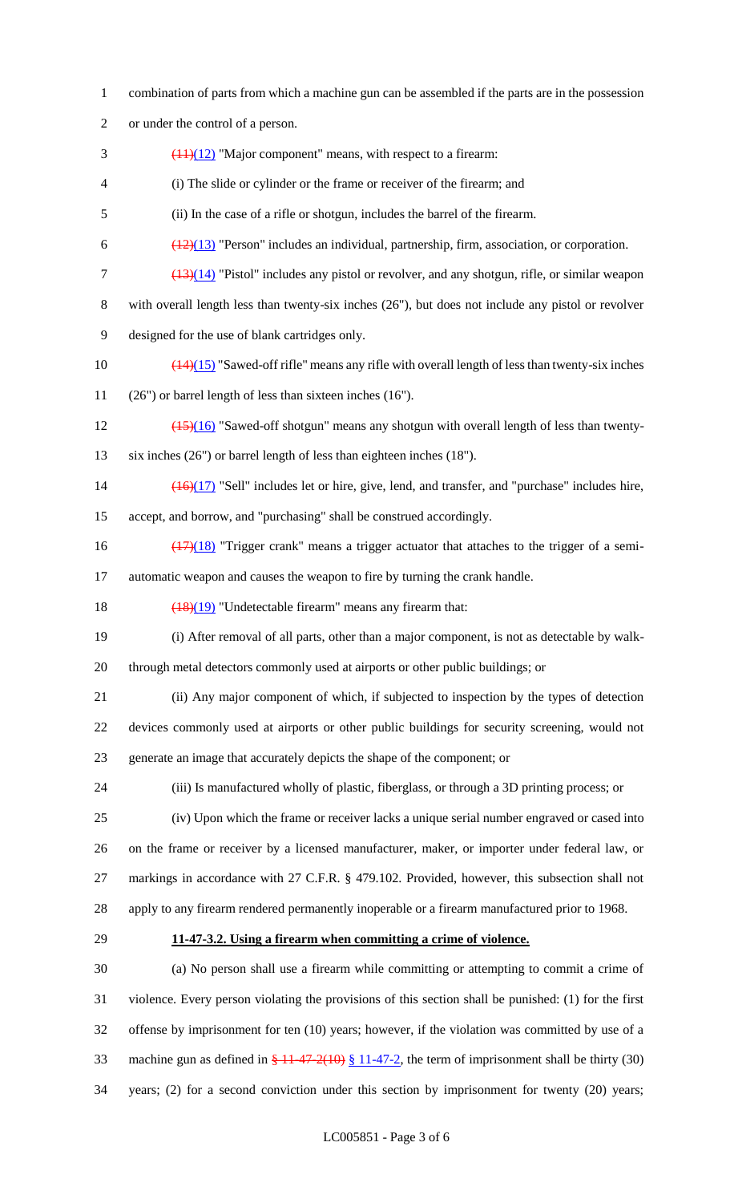combination of parts from which a machine gun can be assembled if the parts are in the possession or under the control of a person.

~~(11)~~(12) "Major component" means, with respect to a firearm:

(i) The slide or cylinder or the frame or receiver of the firearm; and

(ii) In the case of a rifle or shotgun, includes the barrel of the firearm.

~~(12)~~(13) "Person" includes an individual, partnership, firm, association, or corporation.

~~(13)~~(14) "Pistol" includes any pistol or revolver, and any shotgun, rifle, or similar weapon with overall length less than twenty-six inches (26"), but does not include any pistol or revolver designed for the use of blank cartridges only.

~~(14)~~(15) "Sawed-off rifle" means any rifle with overall length of less than twenty-six inches (26") or barrel length of less than sixteen inches (16").

~~(15)~~(16) "Sawed-off shotgun" means any shotgun with overall length of less than twenty-six inches (26") or barrel length of less than eighteen inches (18").

~~(16)~~(17) "Sell" includes let or hire, give, lend, and transfer, and "purchase" includes hire, accept, and borrow, and "purchasing" shall be construed accordingly.

~~(17)~~(18) "Trigger crank" means a trigger actuator that attaches to the trigger of a semi-automatic weapon and causes the weapon to fire by turning the crank handle.

~~(18)~~(19) "Undetectable firearm" means any firearm that:

(i) After removal of all parts, other than a major component, is not as detectable by walk-through metal detectors commonly used at airports or other public buildings; or

(ii) Any major component of which, if subjected to inspection by the types of detection devices commonly used at airports or other public buildings for security screening, would not generate an image that accurately depicts the shape of the component; or

(iii) Is manufactured wholly of plastic, fiberglass, or through a 3D printing process; or

(iv) Upon which the frame or receiver lacks a unique serial number engraved or cased into on the frame or receiver by a licensed manufacturer, maker, or importer under federal law, or markings in accordance with 27 C.F.R. § 479.102. Provided, however, this subsection shall not apply to any firearm rendered permanently inoperable or a firearm manufactured prior to 1968.

**11-47-3.2. Using a firearm when committing a crime of violence.**

(a) No person shall use a firearm while committing or attempting to commit a crime of violence. Every person violating the provisions of this section shall be punished: (1) for the first offense by imprisonment for ten (10) years; however, if the violation was committed by use of a machine gun as defined in ~~§ 11-47-2(10)~~ § 11-47-2, the term of imprisonment shall be thirty (30) years; (2) for a second conviction under this section by imprisonment for twenty (20) years;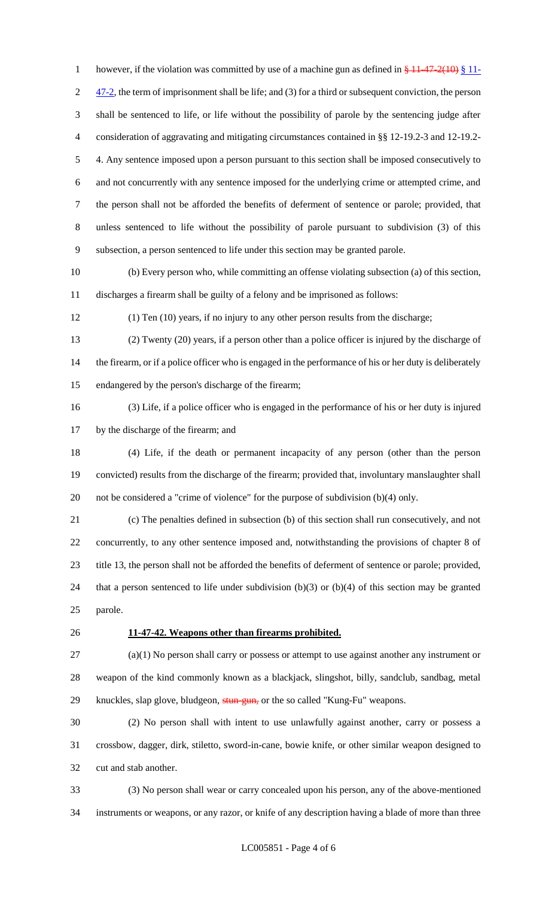however, if the violation was committed by use of a machine gun as defined in ~~§ 11-47-2(10)~~ <u>§ 11-47-2</u>, the term of imprisonment shall be life; and (3) for a third or subsequent conviction, the person shall be sentenced to life, or life without the possibility of parole by the sentencing judge after consideration of aggravating and mitigating circumstances contained in §§ 12-19.2-3 and 12-19.2-4. Any sentence imposed upon a person pursuant to this section shall be imposed consecutively to and not concurrently with any sentence imposed for the underlying crime or attempted crime, and the person shall not be afforded the benefits of deferment of sentence or parole; provided, that unless sentenced to life without the possibility of parole pursuant to subdivision (3) of this subsection, a person sentenced to life under this section may be granted parole.

(b) Every person who, while committing an offense violating subsection (a) of this section, discharges a firearm shall be guilty of a felony and be imprisoned as follows:

(1) Ten (10) years, if no injury to any other person results from the discharge;

(2) Twenty (20) years, if a person other than a police officer is injured by the discharge of the firearm, or if a police officer who is engaged in the performance of his or her duty is deliberately endangered by the person's discharge of the firearm;

(3) Life, if a police officer who is engaged in the performance of his or her duty is injured by the discharge of the firearm; and

(4) Life, if the death or permanent incapacity of any person (other than the person convicted) results from the discharge of the firearm; provided that, involuntary manslaughter shall not be considered a "crime of violence" for the purpose of subdivision (b)(4) only.

(c) The penalties defined in subsection (b) of this section shall run consecutively, and not concurrently, to any other sentence imposed and, notwithstanding the provisions of chapter 8 of title 13, the person shall not be afforded the benefits of deferment of sentence or parole; provided, that a person sentenced to life under subdivision (b)(3) or (b)(4) of this section may be granted parole.

**11-47-42. Weapons other than firearms prohibited.**

(a)(1) No person shall carry or possess or attempt to use against another any instrument or weapon of the kind commonly known as a blackjack, slingshot, billy, sandclub, sandbag, metal knuckles, slap glove, bludgeon, ~~stun-gun,~~ or the so called "Kung-Fu" weapons.

(2) No person shall with intent to use unlawfully against another, carry or possess a crossbow, dagger, dirk, stiletto, sword-in-cane, bowie knife, or other similar weapon designed to cut and stab another.

(3) No person shall wear or carry concealed upon his person, any of the above-mentioned instruments or weapons, or any razor, or knife of any description having a blade of more than three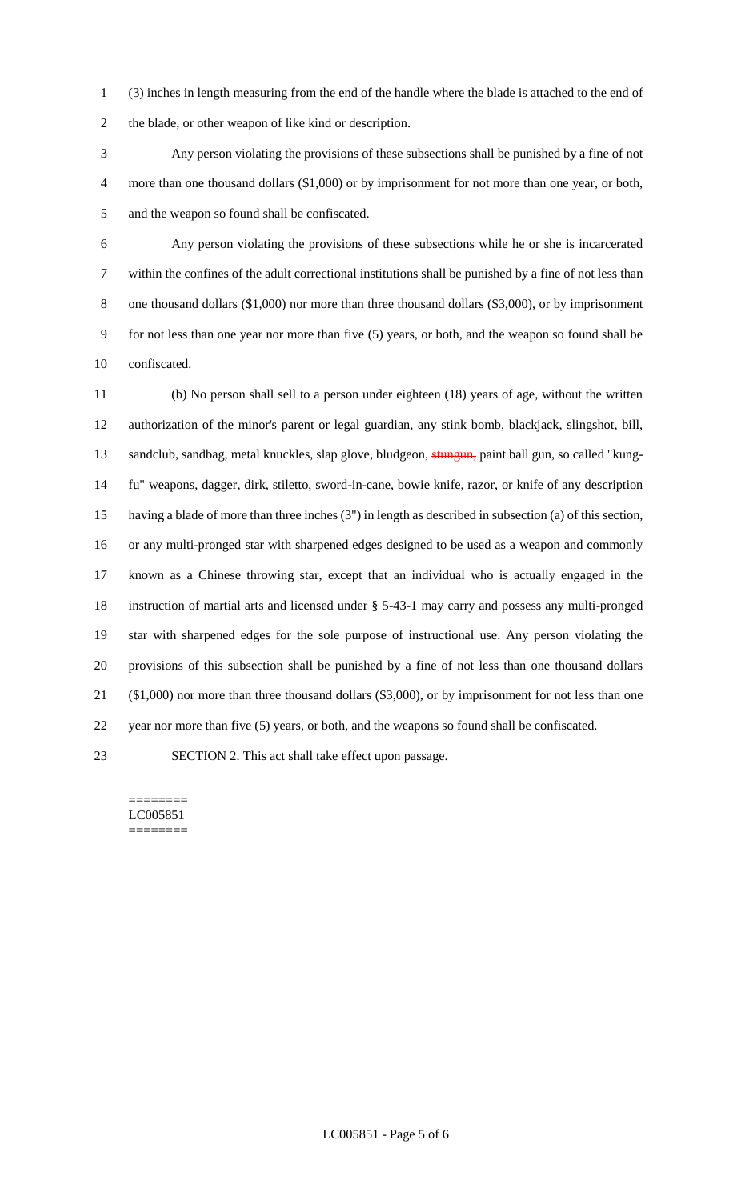(3) inches in length measuring from the end of the handle where the blade is attached to the end of the blade, or other weapon of like kind or description.

Any person violating the provisions of these subsections shall be punished by a fine of not more than one thousand dollars ($1,000) or by imprisonment for not more than one year, or both, and the weapon so found shall be confiscated.

Any person violating the provisions of these subsections while he or she is incarcerated within the confines of the adult correctional institutions shall be punished by a fine of not less than one thousand dollars ($1,000) nor more than three thousand dollars ($3,000), or by imprisonment for not less than one year nor more than five (5) years, or both, and the weapon so found shall be confiscated.

(b) No person shall sell to a person under eighteen (18) years of age, without the written authorization of the minor's parent or legal guardian, any stink bomb, blackjack, slingshot, bill, sandclub, sandbag, metal knuckles, slap glove, bludgeon, ~~stungun,~~ paint ball gun, so called "kung-fu" weapons, dagger, dirk, stiletto, sword-in-cane, bowie knife, razor, or knife of any description having a blade of more than three inches (3") in length as described in subsection (a) of this section, or any multi-pronged star with sharpened edges designed to be used as a weapon and commonly known as a Chinese throwing star, except that an individual who is actually engaged in the instruction of martial arts and licensed under § 5-43-1 may carry and possess any multi-pronged star with sharpened edges for the sole purpose of instructional use. Any person violating the provisions of this subsection shall be punished by a fine of not less than one thousand dollars ($1,000) nor more than three thousand dollars ($3,000), or by imprisonment for not less than one year nor more than five (5) years, or both, and the weapons so found shall be confiscated.

SECTION 2. This act shall take effect upon passage.

========
LC005851
========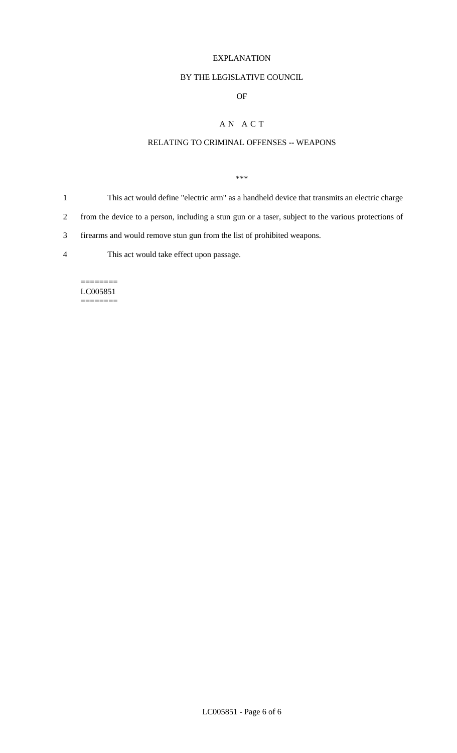EXPLANATION

BY THE LEGISLATIVE COUNCIL

OF

A N A C T

RELATING TO CRIMINAL OFFENSES -- WEAPONS

\*\*\*

1 This act would define "electric arm" as a handheld device that transmits an electric charge
2 from the device to a person, including a stun gun or a taser, subject to the various protections of
3 firearms and would remove stun gun from the list of prohibited weapons.
4 This act would take effect upon passage.

========
LC005851
========